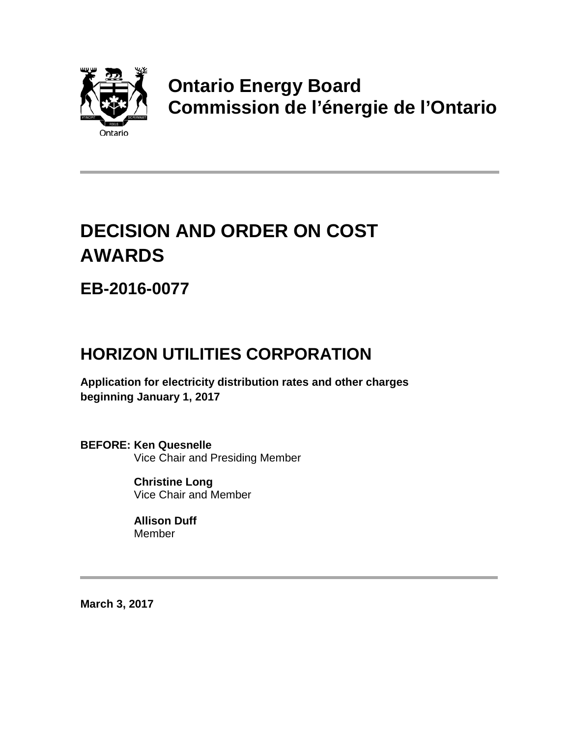**Ontario Energy Board**
**Commission de l'énergie de l'Ontario**

# DECISION AND ORDER ON COST AWARDS

## EB-2016-0077

## HORIZON UTILITIES CORPORATION

**Application for electricity distribution rates and other charges beginning January 1, 2017**

**BEFORE: Ken Quesnelle**
Vice Chair and Presiding Member

**Christine Long**
Vice Chair and Member

**Allison Duff**
Member

**March 3, 2017**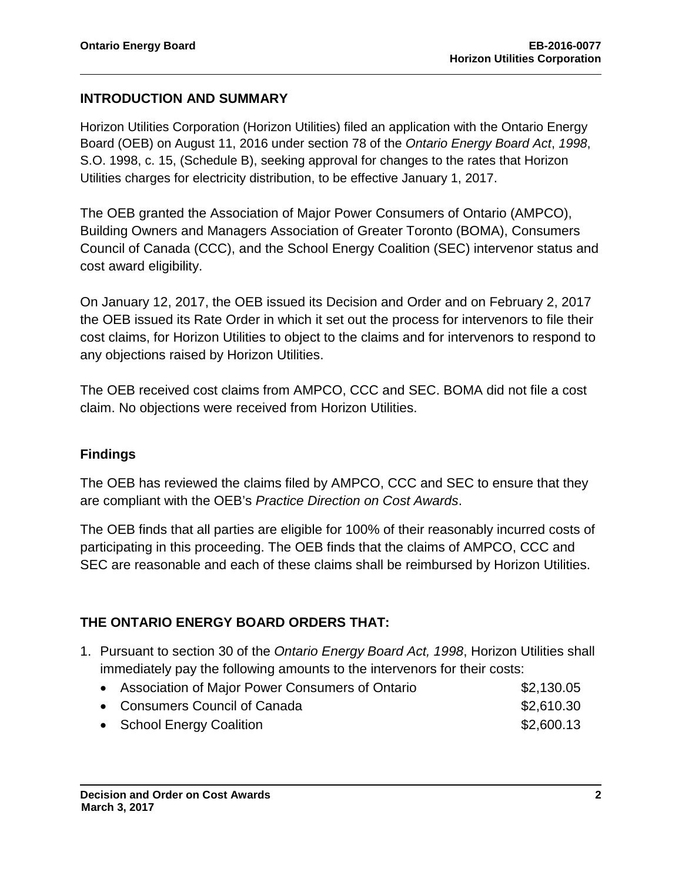## INTRODUCTION AND SUMMARY

Horizon Utilities Corporation (Horizon Utilities) filed an application with the Ontario Energy Board (OEB) on August 11, 2016 under section 78 of the *Ontario Energy Board Act*, *1998*, S.O. 1998, c. 15, (Schedule B), seeking approval for changes to the rates that Horizon Utilities charges for electricity distribution, to be effective January 1, 2017.

The OEB granted the Association of Major Power Consumers of Ontario (AMPCO), Building Owners and Managers Association of Greater Toronto (BOMA), Consumers Council of Canada (CCC), and the School Energy Coalition (SEC) intervenor status and cost award eligibility.

On January 12, 2017, the OEB issued its Decision and Order and on February 2, 2017 the OEB issued its Rate Order in which it set out the process for intervenors to file their cost claims, for Horizon Utilities to object to the claims and for intervenors to respond to any objections raised by Horizon Utilities.

The OEB received cost claims from AMPCO, CCC and SEC. BOMA did not file a cost claim. No objections were received from Horizon Utilities.

### Findings

The OEB has reviewed the claims filed by AMPCO, CCC and SEC to ensure that they are compliant with the OEB's *Practice Direction on Cost Awards*.

The OEB finds that all parties are eligible for 100% of their reasonably incurred costs of participating in this proceeding. The OEB finds that the claims of AMPCO, CCC and SEC are reasonable and each of these claims shall be reimbursed by Horizon Utilities.

## THE ONTARIO ENERGY BOARD ORDERS THAT:

1. Pursuant to section 30 of the *Ontario Energy Board Act, 1998*, Horizon Utilities shall immediately pay the following amounts to the intervenors for their costs:
   - Association of Major Power Consumers of Ontario $2,130.05
   - Consumers Council of Canada $2,610.30
   - School Energy Coalition $2,600.13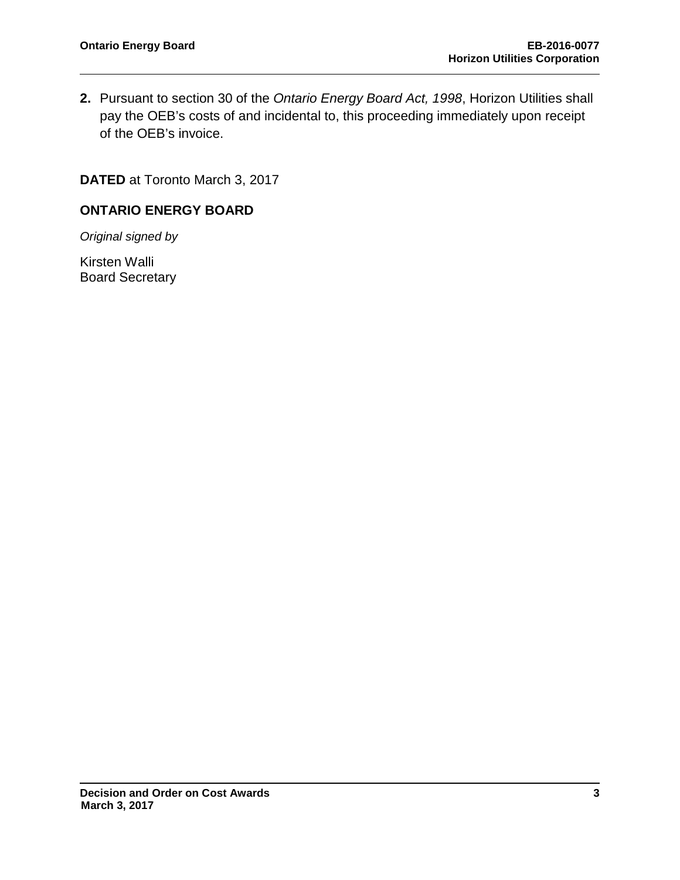2. Pursuant to section 30 of the *Ontario Energy Board Act, 1998*, Horizon Utilities shall pay the OEB's costs of and incidental to, this proceeding immediately upon receipt of the OEB's invoice.

**DATED** at Toronto March 3, 2017

**ONTARIO ENERGY BOARD**

*Original signed by*

Kirsten Walli
Board Secretary